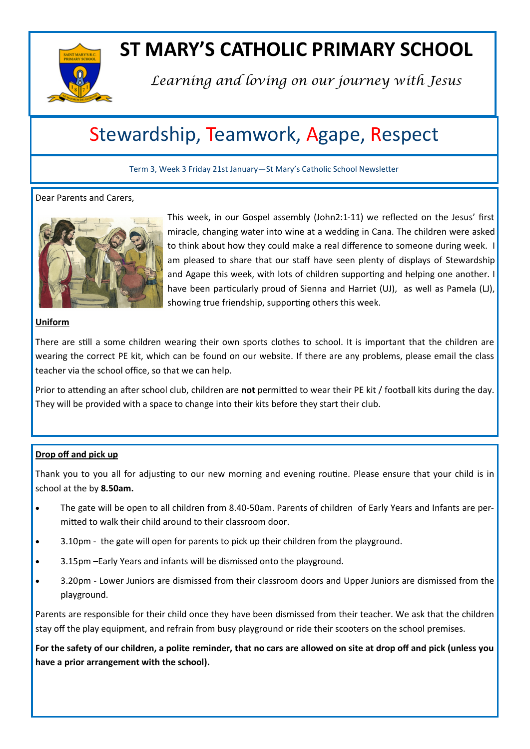# ST MARY'S CATHOLIC PRIMARY SCHOOL

*Learning and loving on our journey with Jesus*

## Stewardship, Teamwork, Agape, Respect

Term 3, Week 3 Friday 21st January—St Mary's Catholic School Newsletter

Dear Parents and Carers,

This week, in our Gospel assembly (John2:1-11) we reflected on the Jesus' first miracle, changing water into wine at a wedding in Cana. The children were asked to think about how they could make a real difference to someone during week. I am pleased to share that our staff have seen plenty of displays of Stewardship and Agape this week, with lots of children supporting and helping one another. I have been particularly proud of Sienna and Harriet (UJ), as well as Pamela (LJ), showing true friendship, supporting others this week.

**Uniform**

There are still a some children wearing their own sports clothes to school. It is important that the children are wearing the correct PE kit, which can be found on our website. If there are any problems, please email the class teacher via the school office, so that we can help.

Prior to attending an after school club, children are **not** permitted to wear their PE kit / football kits during the day. They will be provided with a space to change into their kits before they start their club.

**Drop off and pick up**

Thank you to you all for adjusting to our new morning and evening routine. Please ensure that your child is in school at the by **8.50am.**

- The gate will be open to all children from 8.40-50am. Parents of children of Early Years and Infants are permitted to walk their child around to their classroom door.
- 3.10pm - the gate will open for parents to pick up their children from the playground.
- 3.15pm –Early Years and infants will be dismissed onto the playground.
- 3.20pm - Lower Juniors are dismissed from their classroom doors and Upper Juniors are dismissed from the playground.

Parents are responsible for their child once they have been dismissed from their teacher. We ask that the children stay off the play equipment, and refrain from busy playground or ride their scooters on the school premises.

**For the safety of our children, a polite reminder, that no cars are allowed on site at drop off and pick (unless you have a prior arrangement with the school).**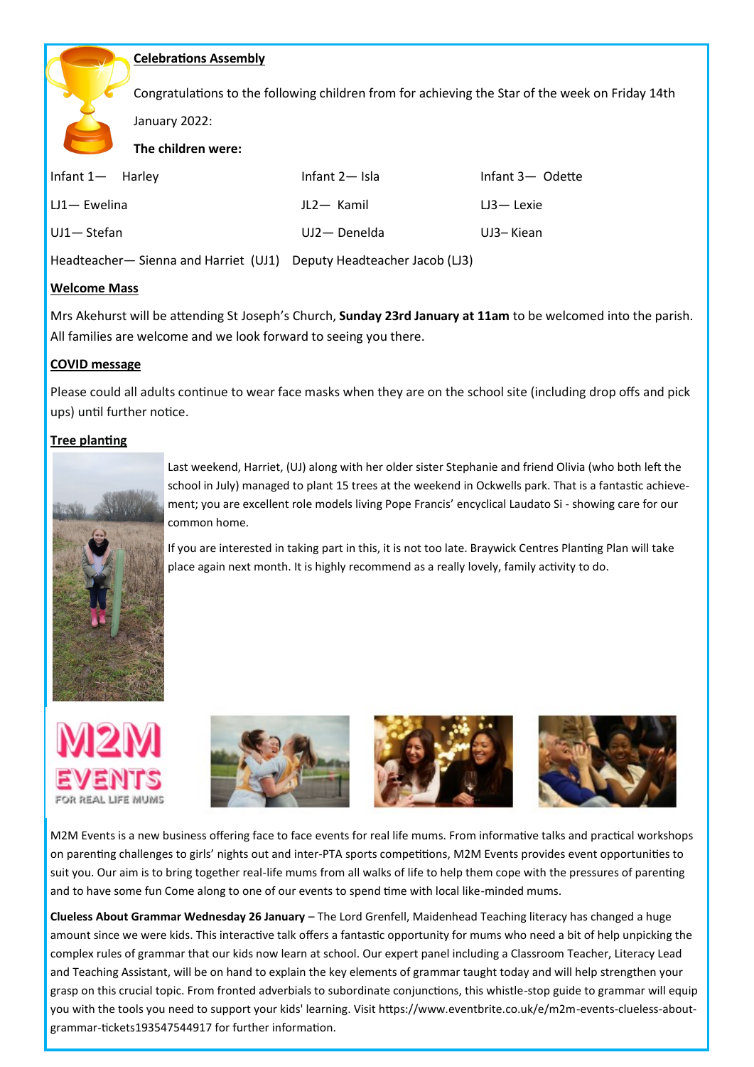## Celebrations Assembly

Congratulations to the following children from for achieving the Star of the week on Friday 14th January 2022:

**The children were:**

| | | |
|---|---|---|
| Infant 1— Harley | Infant 2— Isla | Infant 3— Odette |
| LJ1— Ewelina | JL2— Kamil | LJ3— Lexie |
| UJ1— Stefan | UJ2— Denelda | UJ3– Kiean |

Headteacher— Sienna and Harriet (UJ1) Deputy Headteacher Jacob (LJ3)

## Welcome Mass

Mrs Akehurst will be attending St Joseph's Church, **Sunday 23rd January at 11am** to be welcomed into the parish. All families are welcome and we look forward to seeing you there.

## COVID message

Please could all adults continue to wear face masks when they are on the school site (including drop offs and pick ups) until further notice.

## Tree planting

Last weekend, Harriet, (UJ) along with her older sister Stephanie and friend Olivia (who both left the school in July) managed to plant 15 trees at the weekend in Ockwells park. That is a fantastic achievement; you are excellent role models living Pope Francis' encyclical Laudato Si - showing care for our common home.

If you are interested in taking part in this, it is not too late. Braywick Centres Planting Plan will take place again next month. It is highly recommend as a really lovely, family activity to do.

M2M Events is a new business offering face to face events for real life mums. From informative talks and practical workshops on parenting challenges to girls' nights out and inter-PTA sports competitions, M2M Events provides event opportunities to suit you. Our aim is to bring together real-life mums from all walks of life to help them cope with the pressures of parenting and to have some fun Come along to one of our events to spend time with local like-minded mums.

**Clueless About Grammar Wednesday 26 January** – The Lord Grenfell, Maidenhead Teaching literacy has changed a huge amount since we were kids. This interactive talk offers a fantastic opportunity for mums who need a bit of help unpicking the complex rules of grammar that our kids now learn at school. Our expert panel including a Classroom Teacher, Literacy Lead and Teaching Assistant, will be on hand to explain the key elements of grammar taught today and will help strengthen your grasp on this crucial topic. From fronted adverbials to subordinate conjunctions, this whistle-stop guide to grammar will equip you with the tools you need to support your kids' learning. Visit https://www.eventbrite.co.uk/e/m2m-events-clueless-about-grammar-tickets193547544917 for further information.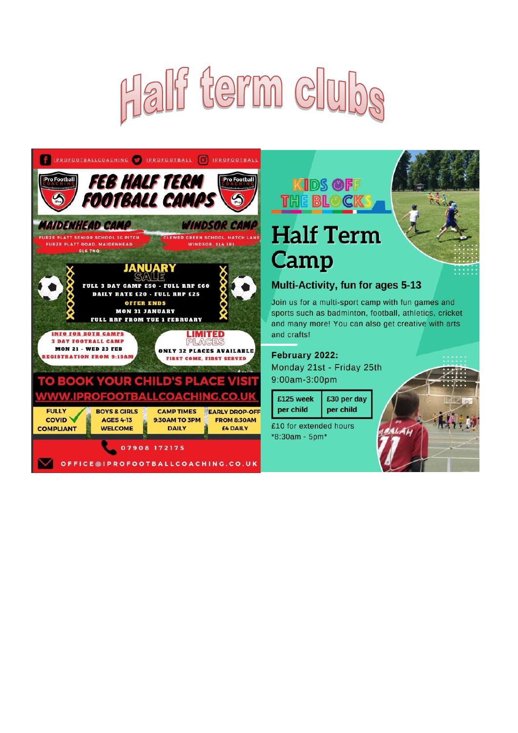# Half term clubs

IPROFOOTBALLCOACHING IPROFOOTBALL IPROFOOTBALL

## FEB HALF TERM FOOTBALL CAMPS

**MAIDENHEAD CAMP**
FURZE PLATT SENIOR SCHOOL 3G PITCH
FURZE PLATT ROAD, MAIDENHEAD
SL6 7NQ

**WINDSOR CAMP**
CLEWER GREEN SCHOOL, HATCH LANE
WINDSOR, SL4 3RL

**JANUARY SALE**
FULL 3 DAY CAMP £50 - FULL RRP £60
DAILY RATE £20 - FULL RRP £25
OFFER ENDS
MON 31 JANUARY
FULL RRP FROM TUE 1 FEBRUARY

**INFO FOR BOTH CAMPS**
3 DAY FOOTBALL CAMP
MON 21 - WED 23 FEB
REGISTRATION FROM 9:15AM

**LIMITED PLACES**
ONLY 32 PLACES AVAILABLE
FIRST COME, FIRST SERVED

**TO BOOK YOUR CHILD'S PLACE VISIT WWW.IPROFOOTBALLCOACHING.CO.UK**

FULLY COVID COMPLIANT

BOYS & GIRLS AGES 4-13 WELCOME

CAMP TIMES 9:30AM TO 3PM DAILY

EARLY DROP-OFF FROM 8:30AM £4 DAILY

07908 172175

OFFICE@IPROFOOTBALLCOACHING.CO.UK

KIDS OFF THE BLOCKS

## Half Term Camp

### Multi-Activity, fun for ages 5-13

Join us for a multi-sport camp with fun games and sports such as badminton, football, athletics, cricket and many more! You can also get creative with arts and crafts!

**February 2022:**
Monday 21st - Friday 25th
9:00am-3:00pm

| £125 week per child | £30 per day per child |
|---|---|

£10 for extended hours
*8:30am - 5pm*